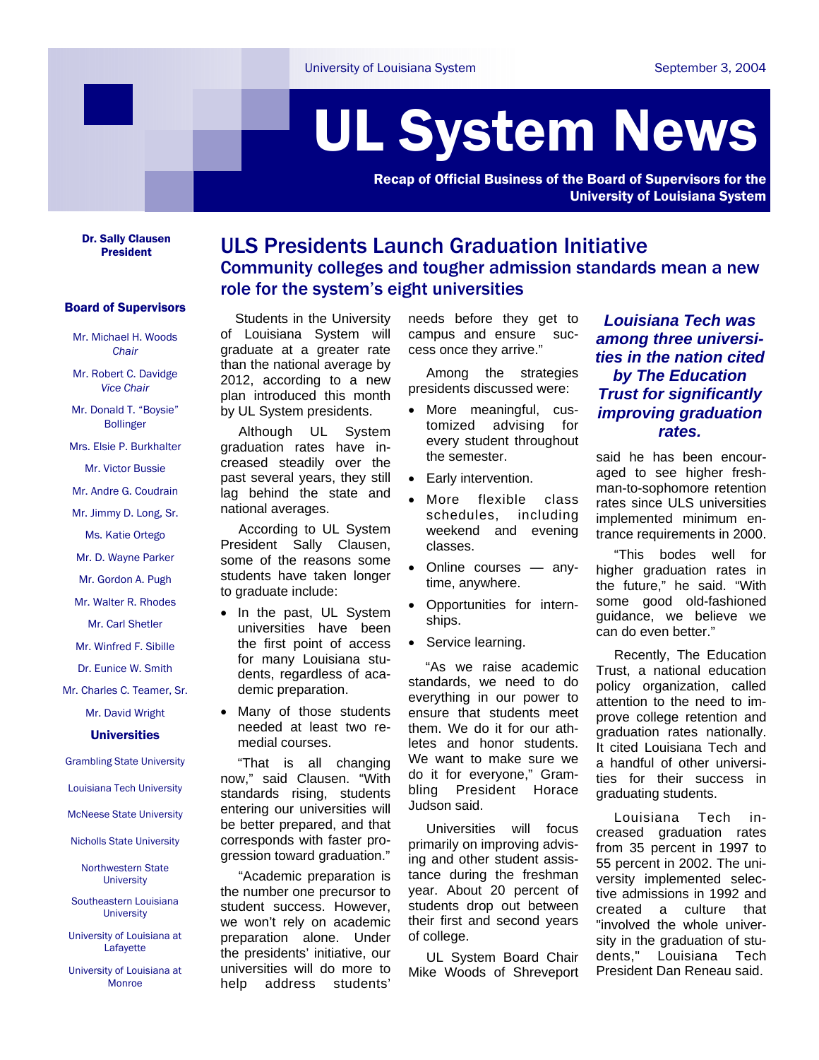University of Louisiana System September 3, 2004

# UL System News

**Recap of Official Business of the Board of Supervisors for the University of Louisiana System**

**Dr. Sally Clausen**
**President**

**Board of Supervisors**

Mr. Michael H. Woods
*Chair*

Mr. Robert C. Davidge
*Vice Chair*

Mr. Donald T. "Boysie" Bollinger

Mrs. Elsie P. Burkhalter

Mr. Victor Bussie

Mr. Andre G. Coudrain

Mr. Jimmy D. Long, Sr.

Ms. Katie Ortego

Mr. D. Wayne Parker

Mr. Gordon A. Pugh

Mr. Walter R. Rhodes

Mr. Carl Shetler

Mr. Winfred F. Sibille

Dr. Eunice W. Smith

Mr. Charles C. Teamer, Sr.

Mr. David Wright

**Universities**

Grambling State University

Louisiana Tech University

McNeese State University

Nicholls State University

Northwestern State University

Southeastern Louisiana University

University of Louisiana at Lafayette

University of Louisiana at Monroe

## ULS Presidents Launch Graduation Initiative

### Community colleges and tougher admission standards mean a new role for the system's eight universities

Students in the University of Louisiana System will graduate at a greater rate than the national average by 2012, according to a new plan introduced this month by UL System presidents.

Although UL System graduation rates have increased steadily over the past several years, they still lag behind the state and national averages.

According to UL System President Sally Clausen, some of the reasons some students have taken longer to graduate include:

- In the past, UL System universities have been the first point of access for many Louisiana students, regardless of academic preparation.
- Many of those students needed at least two remedial courses.

"That is all changing now," said Clausen. "With standards rising, students entering our universities will be better prepared, and that corresponds with faster progression toward graduation."

"Academic preparation is the number one precursor to student success. However, we won't rely on academic preparation alone. Under the presidents' initiative, our universities will do more to help address students' needs before they get to campus and ensure success once they arrive."

Among the strategies presidents discussed were:

- More meaningful, customized advising for every student throughout the semester.
- Early intervention.
- More flexible class schedules, including weekend and evening classes.
- Online courses — anytime, anywhere.
- Opportunities for internships.
- Service learning.

"As we raise academic standards, we need to do everything in our power to ensure that students meet them. We do it for our athletes and honor students. We want to make sure we do it for everyone," Grambling President Horace Judson said.

Universities will focus primarily on improving advising and other student assistance during the freshman year. About 20 percent of students drop out between their first and second years of college.

UL System Board Chair Mike Woods of Shreveport said he has been encouraged to see higher freshman-to-sophomore retention rates since ULS universities implemented minimum entrance requirements in 2000.

***Louisiana Tech was among three universities in the nation cited by The Education Trust for significantly improving graduation rates.***

"This bodes well for higher graduation rates in the future," he said. "With some good old-fashioned guidance, we believe we can do even better."

Recently, The Education Trust, a national education policy organization, called attention to the need to improve college retention and graduation rates nationally. It cited Louisiana Tech and a handful of other universities for their success in graduating students.

Louisiana Tech increased graduation rates from 35 percent in 1997 to 55 percent in 2002. The university implemented selective admissions in 1992 and created a culture that "involved the whole university in the graduation of students," Louisiana Tech President Dan Reneau said.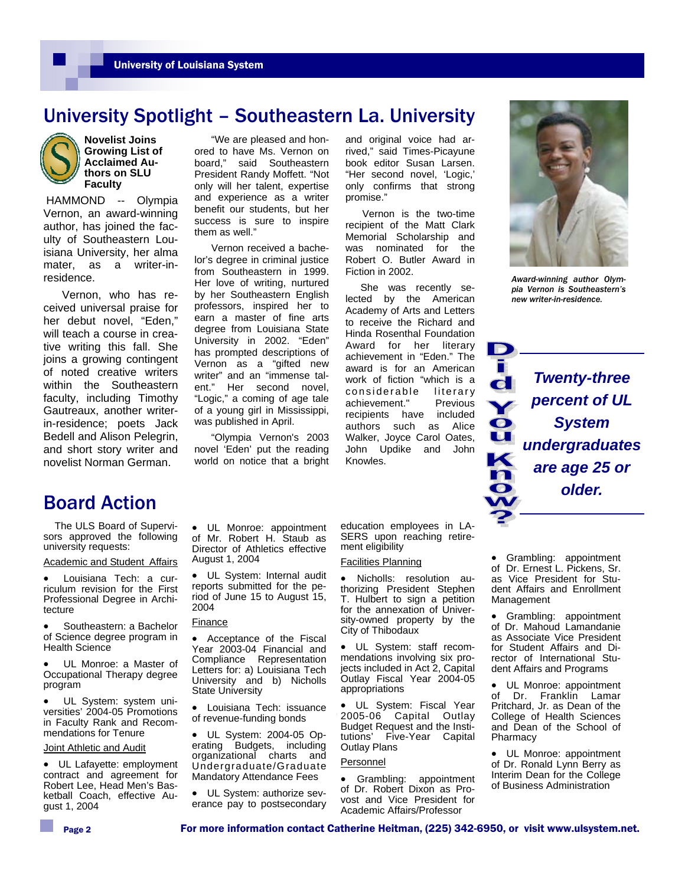## University Spotlight – Southeastern La. University

### Novelist Joins Growing List of Acclaimed Authors on SLU Faculty

HAMMOND -- Olympia Vernon, an award-winning author, has joined the faculty of Southeastern Louisiana University, her alma mater, as a writer-in-residence.

Vernon, who has received universal praise for her debut novel, "Eden," will teach a course in creative writing this fall. She joins a growing contingent of noted creative writers within the Southeastern faculty, including Timothy Gautreaux, another writer-in-residence; poets Jack Bedell and Alison Pelegrin, and short story writer and novelist Norman German.

"We are pleased and honored to have Ms. Vernon on board," said Southeastern President Randy Moffett. "Not only will her talent, expertise and experience as a writer benefit our students, but her success is sure to inspire them as well."

Vernon received a bachelor's degree in criminal justice from Southeastern in 1999. Her love of writing, nurtured by her Southeastern English professors, inspired her to earn a master of fine arts degree from Louisiana State University in 2002. "Eden" has prompted descriptions of Vernon as a "gifted new writer" and an "immense talent." Her second novel, "Logic," a coming of age tale of a young girl in Mississippi, was published in April.

"Olympia Vernon's 2003 novel 'Eden' put the reading world on notice that a bright and original voice had arrived," said Times-Picayune book editor Susan Larsen. "Her second novel, 'Logic,' only confirms that strong promise."

Vernon is the two-time recipient of the Matt Clark Memorial Scholarship and was nominated for the Robert O. Butler Award in Fiction in 2002.

She was recently selected by the American Academy of Arts and Letters to receive the Richard and Hinda Rosenthal Foundation Award for her literary achievement in "Eden." The award is for an American work of fiction "which is a considerable literary achievement." Previous recipients have included authors such as Alice Walker, Joyce Carol Oates, John Updike and John Knowles.

*Award-winning author Olympia Vernon is Southeastern's new writer-in-residence.*

**Did You Know?**

***Twenty-three percent of UL System undergraduates are age 25 or older.***

## Board Action

The ULS Board of Supervisors approved the following university requests:

Academic and Student Affairs

- Louisiana Tech: a curriculum revision for the First Professional Degree in Architecture
- Southeastern: a Bachelor of Science degree program in Health Science
- UL Monroe: a Master of Occupational Therapy degree program
- UL System: system universities' 2004-05 Promotions in Faculty Rank and Recommendations for Tenure

Joint Athletic and Audit

- UL Lafayette: employment contract and agreement for Robert Lee, Head Men's Basketball Coach, effective August 1, 2004
- UL Monroe: appointment of Mr. Robert H. Staub as Director of Athletics effective August 1, 2004
- UL System: Internal audit reports submitted for the period of June 15 to August 15, 2004

Finance

- Acceptance of the Fiscal Year 2003-04 Financial and Compliance Representation Letters for: a) Louisiana Tech University and b) Nicholls State University
- Louisiana Tech: issuance of revenue-funding bonds
- UL System: 2004-05 Operating Budgets, including organizational charts and Undergraduate/Graduate Mandatory Attendance Fees
- UL System: authorize severance pay to postsecondary education employees in LASERS upon reaching retirement eligibility

Facilities Planning

- Nicholls: resolution authorizing President Stephen T. Hulbert to sign a petition for the annexation of University-owned property by the City of Thibodaux
- UL System: staff recommendations involving six projects included in Act 2, Capital Outlay Fiscal Year 2004-05 appropriations
- UL System: Fiscal Year 2005-06 Capital Outlay Budget Request and the Institutions' Five-Year Capital Outlay Plans

Personnel

- Grambling: appointment of Dr. Robert Dixon as Provost and Vice President for Academic Affairs/Professor
- Grambling: appointment of Dr. Ernest L. Pickens, Sr. as Vice President for Student Affairs and Enrollment Management
- Grambling: appointment of Dr. Mahoud Lamandanie as Associate Vice President for Student Affairs and Director of International Student Affairs and Programs
- UL Monroe: appointment of Dr. Franklin Lamar Pritchard, Jr. as Dean of the College of Health Sciences and Dean of the School of Pharmacy
- UL Monroe: appointment of Dr. Ronald Lynn Berry as Interim Dean for the College of Business Administration

**For more information contact Catherine Heitman, (225) 342-6950, or visit www.ulsystem.net.**